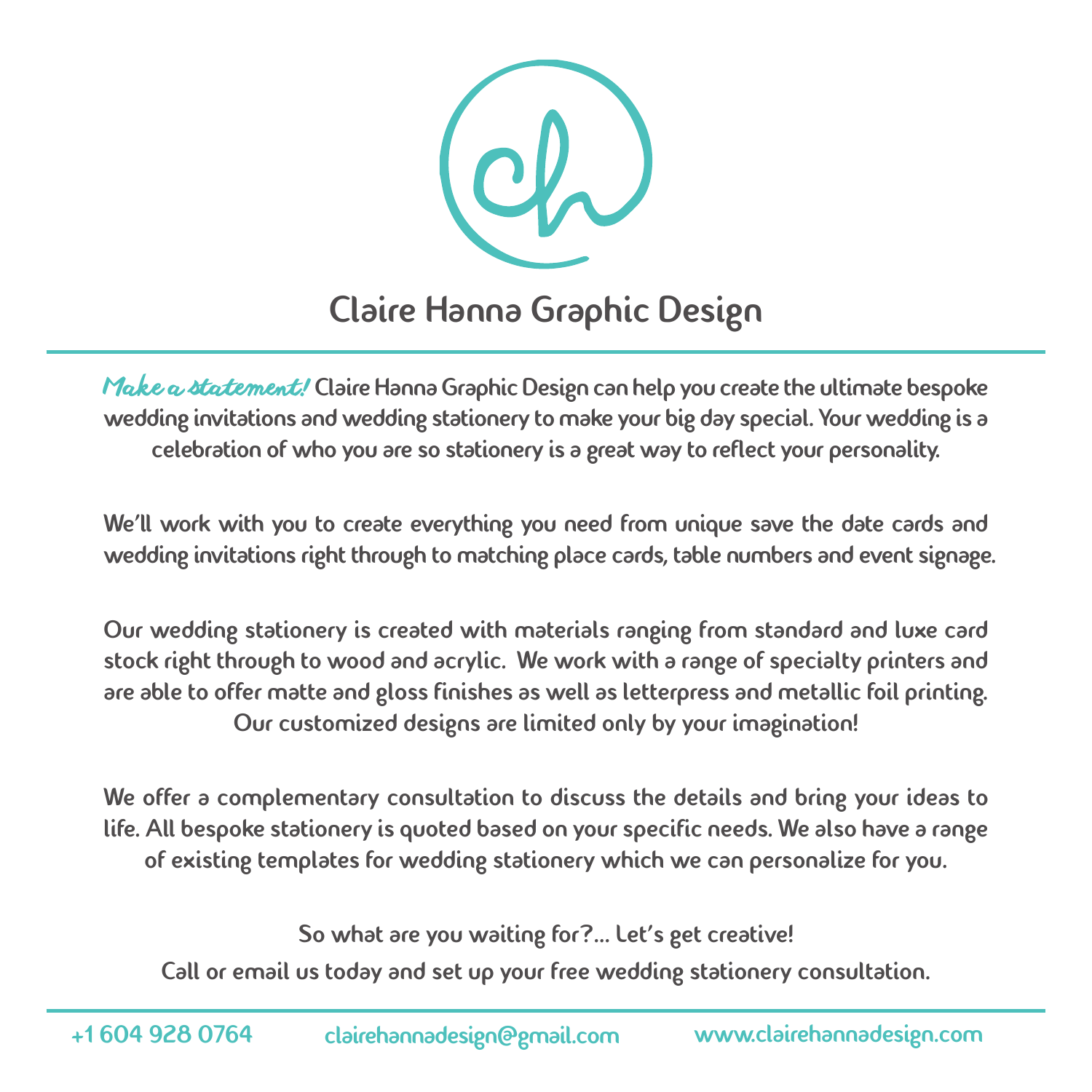# Claire Hanna Graphic Design

*Make a statement!* Claire Hanna Graphic Design can help you create the ultimate bespoke wedding invitations and wedding stationery to make your big day special. Your wedding is a celebration of who you are so stationery is a great way to reflect your personality.

We'll work with you to create everything you need from unique save the date cards and wedding invitations right through to matching place cards, table numbers and event signage.

Our wedding stationery is created with materials ranging from standard and luxe card stock right through to wood and acrylic. We work with a range of specialty printers and are able to offer matte and gloss finishes as well as letterpress and metallic foil printing. Our customized designs are limited only by your imagination!

We offer a complementary consultation to discuss the details and bring your ideas to life. All bespoke stationery is quoted based on your specific needs. We also have a range of existing templates for wedding stationery which we can personalize for you.

So what are you waiting for?... Let's get creative!

Call or email us today and set up your free wedding stationery consultation.

+1 604 928 0764 clairehannadesign@gmail.com www.clairehannadesign.com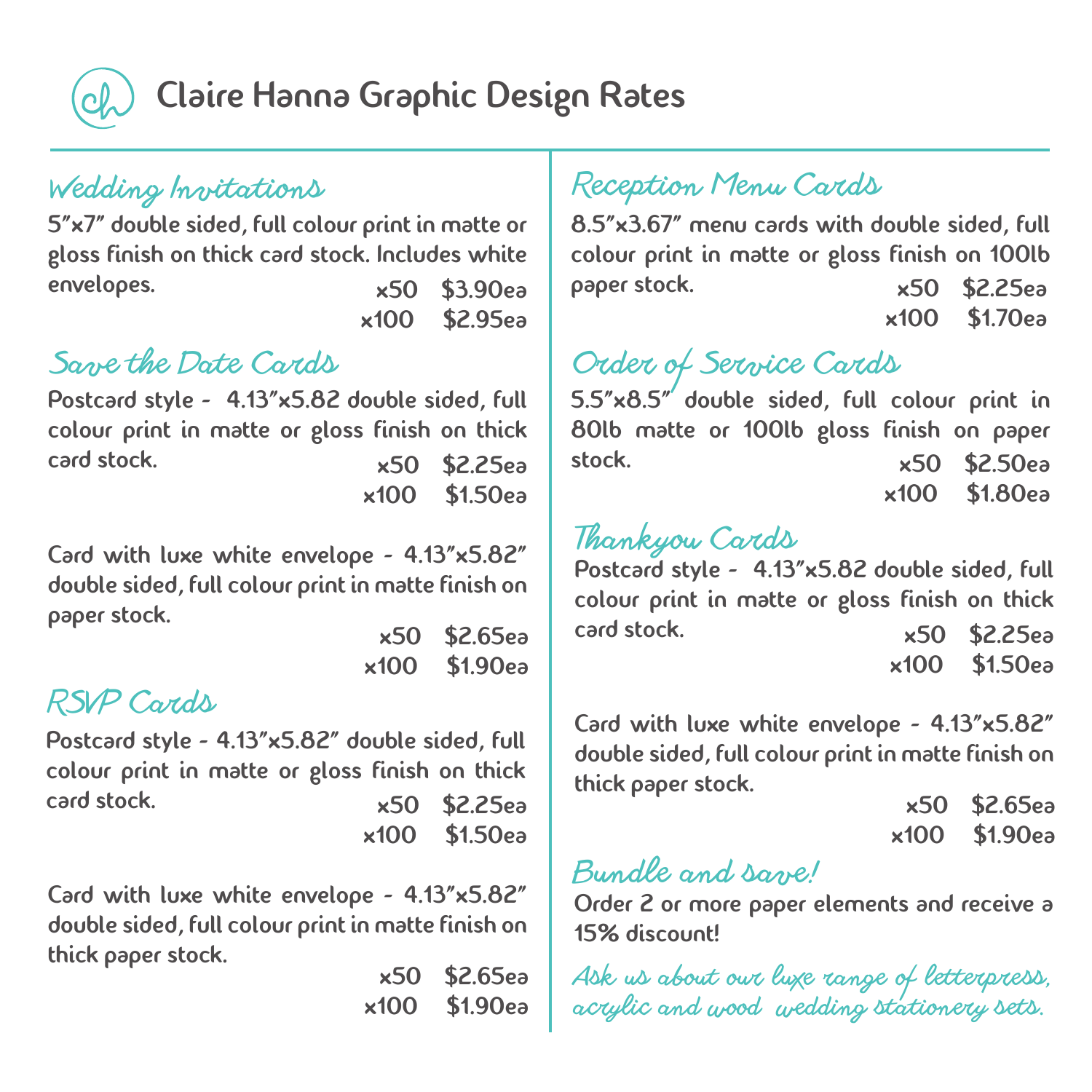# Claire Hanna Graphic Design Rates

## Wedding Invitations

5"x7" double sided, full colour print in matte or gloss finish on thick card stock. Includes white envelopes.

x50 $3.90ea
x100 $2.95ea

## Save the Date Cards

Postcard style - 4.13"x5.82 double sided, full colour print in matte or gloss finish on thick card stock.

x50 $2.25ea
x100 $1.50ea

Card with luxe white envelope - 4.13"x5.82" double sided, full colour print in matte finish on paper stock.

x50 $2.65ea
x100 $1.90ea

## RSVP Cards

Postcard style - 4.13"x5.82" double sided, full colour print in matte or gloss finish on thick card stock.

x50 $2.25ea
x100 $1.50ea

Card with luxe white envelope - 4.13"x5.82" double sided, full colour print in matte finish on thick paper stock.

x50 $2.65ea
x100 $1.90ea

## Reception Menu Cards

8.5"x3.67" menu cards with double sided, full colour print in matte or gloss finish on 100lb paper stock.

x50 $2.25ea
x100 $1.70ea

## Order of Service Cards

5.5"x8.5" double sided, full colour print in 80lb matte or 100lb gloss finish on paper stock.

x50 $2.50ea
x100 $1.80ea

## Thankyou Cards

Postcard style - 4.13"x5.82 double sided, full colour print in matte or gloss finish on thick card stock.

x50 $2.25ea
x100 $1.50ea

Card with luxe white envelope - 4.13"x5.82" double sided, full colour print in matte finish on thick paper stock.

x50 $2.65ea
x100 $1.90ea

## Bundle and save!

Order 2 or more paper elements and receive a 15% discount!

*Ask us about our luxe range of letterpress, acrylic and wood wedding stationery sets.*